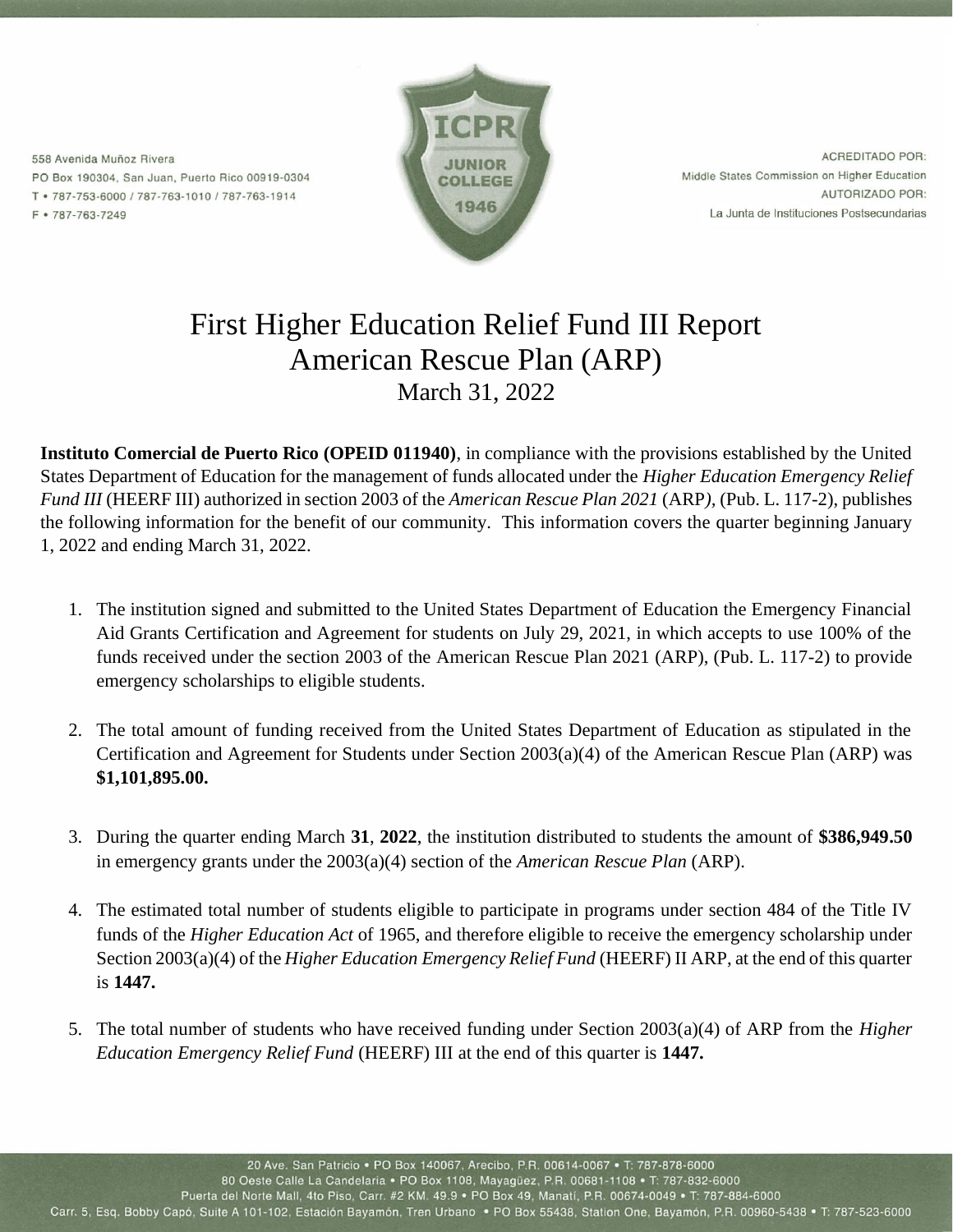558 Avenida Muñoz Rivera
PO Box 190304, San Juan, Puerto Rico 00919-0304
T • 787-753-6000 / 787-763-1010 / 787-763-1914
F • 787-763-7249

ACREDITADO POR:
Middle States Commission on Higher Education
AUTORIZADO POR:
La Junta de Instituciones Postsecundarias

# First Higher Education Relief Fund III Report
## American Rescue Plan (ARP)
### March 31, 2022

**Instituto Comercial de Puerto Rico (OPEID 011940)**, in compliance with the provisions established by the United States Department of Education for the management of funds allocated under the *Higher Education Emergency Relief Fund III* (HEERF III) authorized in section 2003 of the *American Rescue Plan 2021* (ARP*)*, (Pub. L. 117-2), publishes the following information for the benefit of our community. This information covers the quarter beginning January 1, 2022 and ending March 31, 2022.

1. The institution signed and submitted to the United States Department of Education the Emergency Financial Aid Grants Certification and Agreement for students on July 29, 2021, in which accepts to use 100% of the funds received under the section 2003 of the American Rescue Plan 2021 (ARP), (Pub. L. 117-2) to provide emergency scholarships to eligible students.

2. The total amount of funding received from the United States Department of Education as stipulated in the Certification and Agreement for Students under Section 2003(a)(4) of the American Rescue Plan (ARP) was **$1,101,895.00.**

3. During the quarter ending March **31**, **2022**, the institution distributed to students the amount of **$386,949.50** in emergency grants under the 2003(a)(4) section of the *American Rescue Plan* (ARP).

4. The estimated total number of students eligible to participate in programs under section 484 of the Title IV funds of the *Higher Education Act* of 1965, and therefore eligible to receive the emergency scholarship under Section 2003(a)(4) of the *Higher Education Emergency Relief Fund* (HEERF) II ARP, at the end of this quarter is **1447.**

5. The total number of students who have received funding under Section 2003(a)(4) of ARP from the *Higher Education Emergency Relief Fund* (HEERF) III at the end of this quarter is **1447.**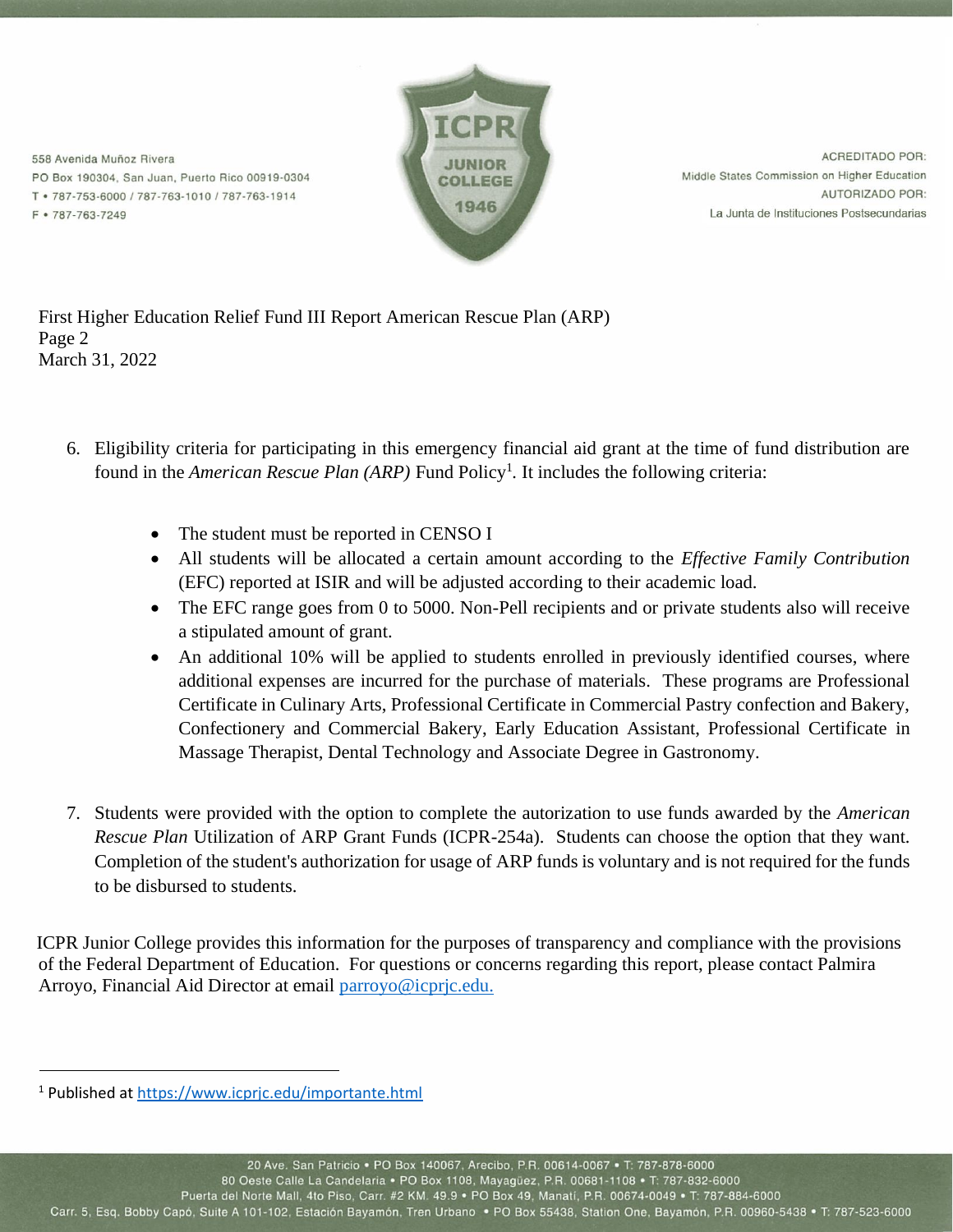First Higher Education Relief Fund III Report American Rescue Plan (ARP)
Page 2
March 31, 2022

6. Eligibility criteria for participating in this emergency financial aid grant at the time of fund distribution are found in the *American Rescue Plan (ARP)* Fund Policy[1]. It includes the following criteria:

   - The student must be reported in CENSO I
   - All students will be allocated a certain amount according to the *Effective Family Contribution* (EFC) reported at ISIR and will be adjusted according to their academic load.
   - The EFC range goes from 0 to 5000. Non-Pell recipients and or private students also will receive a stipulated amount of grant.
   - An additional 10% will be applied to students enrolled in previously identified courses, where additional expenses are incurred for the purchase of materials. These programs are Professional Certificate in Culinary Arts, Professional Certificate in Commercial Pastry confection and Bakery, Confectionery and Commercial Bakery, Early Education Assistant, Professional Certificate in Massage Therapist, Dental Technology and Associate Degree in Gastronomy.

7. Students were provided with the option to complete the autorization to use funds awarded by the *American Rescue Plan* Utilization of ARP Grant Funds (ICPR-254a). Students can choose the option that they want. Completion of the student's authorization for usage of ARP funds is voluntary and is not required for the funds to be disbursed to students.

ICPR Junior College provides this information for the purposes of transparency and compliance with the provisions of the Federal Department of Education. For questions or concerns regarding this report, please contact Palmira Arroyo, Financial Aid Director at email parroyo@icprjc.edu.

[1] Published at https://www.icprjc.edu/importante.html